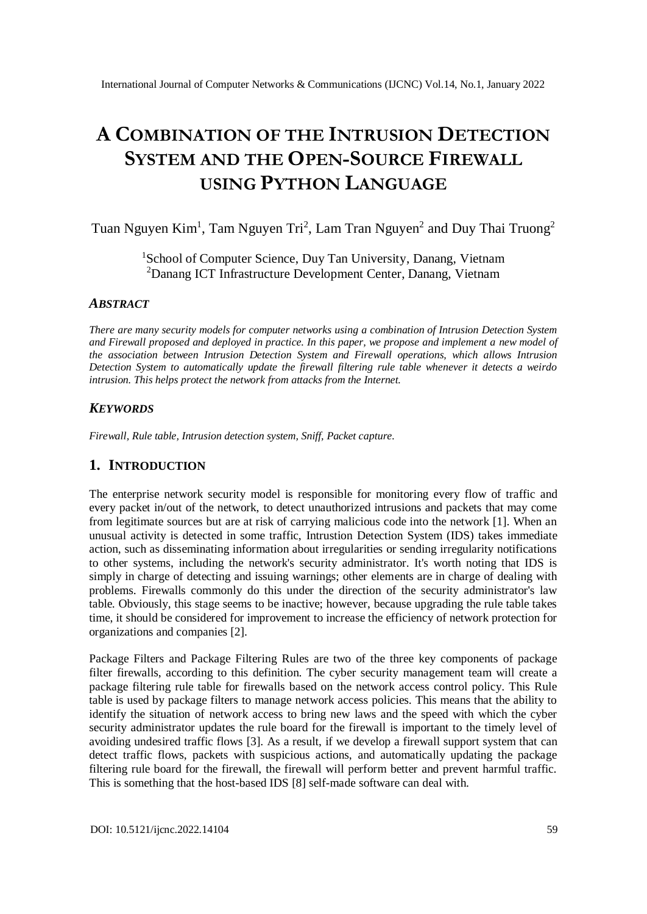# A Combination of the Intrusion Detection System and the Open-Source Firewall using Python Language

Tuan Nguyen Kim[1], Tam Nguyen Tri[2], Lam Tran Nguyen[2] and Duy Thai Truong[2]

[1]School of Computer Science, Duy Tan University, Danang, Vietnam
[2]Danang ICT Infrastructure Development Center, Danang, Vietnam

## *Abstract*

*There are many security models for computer networks using a combination of Intrusion Detection System and Firewall proposed and deployed in practice. In this paper, we propose and implement a new model of the association between Intrusion Detection System and Firewall operations, which allows Intrusion Detection System to automatically update the firewall filtering rule table whenever it detects a weirdo intrusion. This helps protect the network from attacks from the Internet.*

## *Keywords*

*Firewall, Rule table, Intrusion detection system, Sniff, Packet capture.*

## 1. Introduction

The enterprise network security model is responsible for monitoring every flow of traffic and every packet in/out of the network, to detect unauthorized intrusions and packets that may come from legitimate sources but are at risk of carrying malicious code into the network [1]. When an unusual activity is detected in some traffic, Intrustion Detection System (IDS) takes immediate action, such as disseminating information about irregularities or sending irregularity notifications to other systems, including the network's security administrator. It's worth noting that IDS is simply in charge of detecting and issuing warnings; other elements are in charge of dealing with problems. Firewalls commonly do this under the direction of the security administrator's law table. Obviously, this stage seems to be inactive; however, because upgrading the rule table takes time, it should be considered for improvement to increase the efficiency of network protection for organizations and companies [2].

Package Filters and Package Filtering Rules are two of the three key components of package filter firewalls, according to this definition. The cyber security management team will create a package filtering rule table for firewalls based on the network access control policy. This Rule table is used by package filters to manage network access policies. This means that the ability to identify the situation of network access to bring new laws and the speed with which the cyber security administrator updates the rule board for the firewall is important to the timely level of avoiding undesired traffic flows [3]. As a result, if we develop a firewall support system that can detect traffic flows, packets with suspicious actions, and automatically updating the package filtering rule board for the firewall, the firewall will perform better and prevent harmful traffic. This is something that the host-based IDS [8] self-made software can deal with.

DOI: 10.5121/ijcnc.2022.14104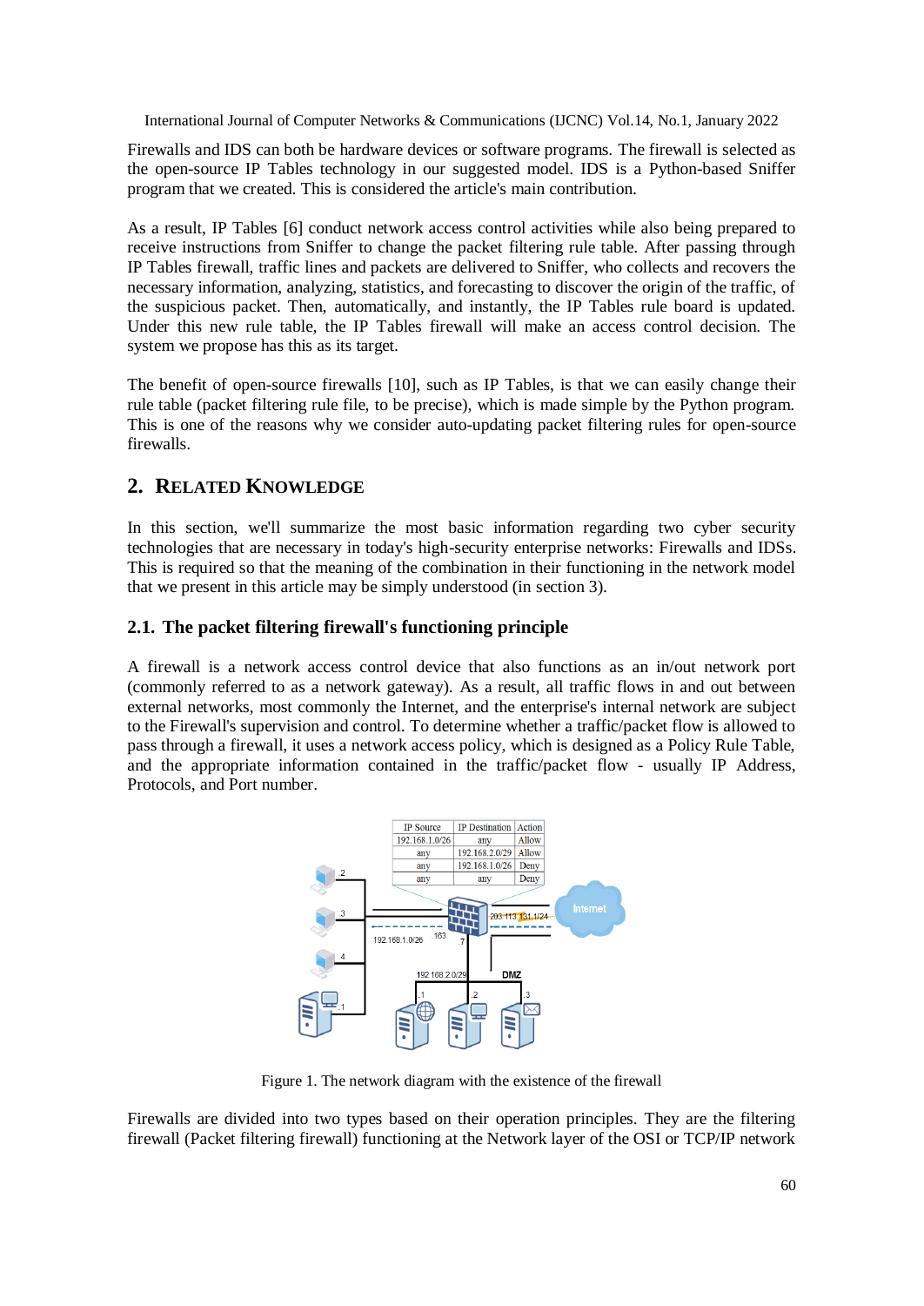Firewalls and IDS can both be hardware devices or software programs. The firewall is selected as the open-source IP Tables technology in our suggested model. IDS is a Python-based Sniffer program that we created. This is considered the article's main contribution.

As a result, IP Tables [6] conduct network access control activities while also being prepared to receive instructions from Sniffer to change the packet filtering rule table. After passing through IP Tables firewall, traffic lines and packets are delivered to Sniffer, who collects and recovers the necessary information, analyzing, statistics, and forecasting to discover the origin of the traffic, of the suspicious packet. Then, automatically, and instantly, the IP Tables rule board is updated. Under this new rule table, the IP Tables firewall will make an access control decision. The system we propose has this as its target.

The benefit of open-source firewalls [10], such as IP Tables, is that we can easily change their rule table (packet filtering rule file, to be precise), which is made simple by the Python program. This is one of the reasons why we consider auto-updating packet filtering rules for open-source firewalls.

## 2. Related Knowledge

In this section, we'll summarize the most basic information regarding two cyber security technologies that are necessary in today's high-security enterprise networks: Firewalls and IDSs. This is required so that the meaning of the combination in their functioning in the network model that we present in this article may be simply understood (in section 3).

### 2.1. The packet filtering firewall's functioning principle

A firewall is a network access control device that also functions as an in/out network port (commonly referred to as a network gateway). As a result, all traffic flows in and out between external networks, most commonly the Internet, and the enterprise's internal network are subject to the Firewall's supervision and control. To determine whether a traffic/packet flow is allowed to pass through a firewall, it uses a network access policy, which is designed as a Policy Rule Table, and the appropriate information contained in the traffic/packet flow - usually IP Address, Protocols, and Port number.

| IP Source | IP Destination | Action |
|---|---|---|
| 192.168.1.0/26 | any | Allow |
| any | 192.168.2.0/29 | Allow |
| any | 192.168.1.0/26 | Deny |
| any | any | Deny |

Figure 1. The network diagram with the existence of the firewall

Firewalls are divided into two types based on their operation principles. They are the filtering firewall (Packet filtering firewall) functioning at the Network layer of the OSI or TCP/IP network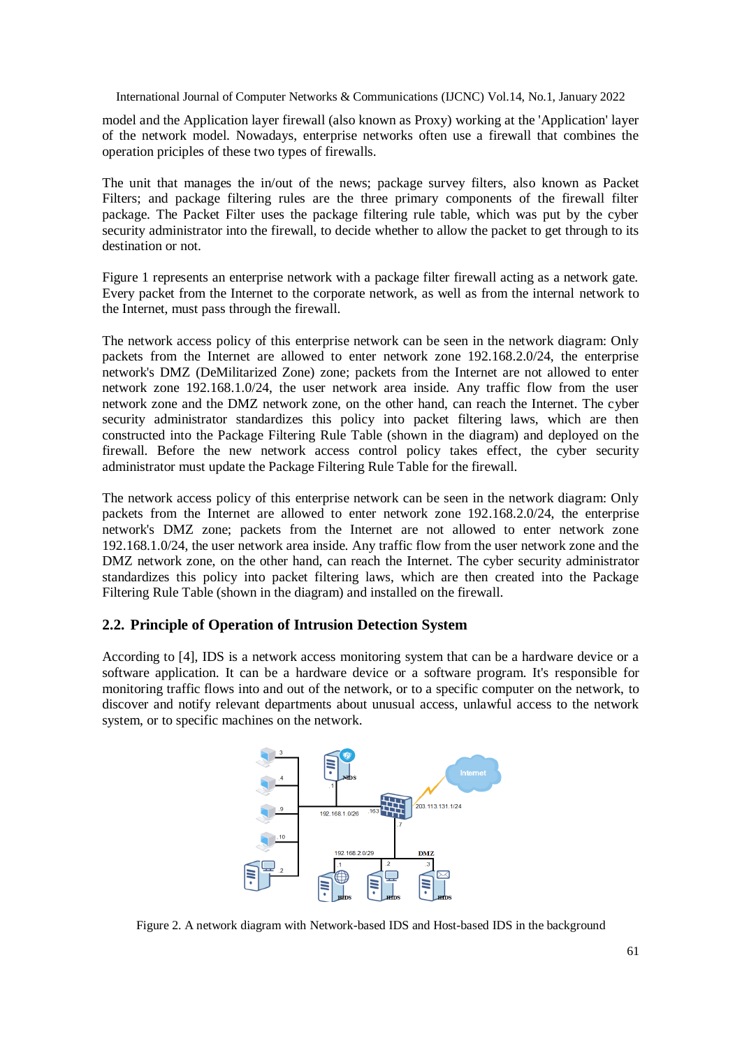model and the Application layer firewall (also known as Proxy) working at the 'Application' layer of the network model. Nowadays, enterprise networks often use a firewall that combines the operation priciples of these two types of firewalls.

The unit that manages the in/out of the news; package survey filters, also known as Packet Filters; and package filtering rules are the three primary components of the firewall filter package. The Packet Filter uses the package filtering rule table, which was put by the cyber security administrator into the firewall, to decide whether to allow the packet to get through to its destination or not.

Figure 1 represents an enterprise network with a package filter firewall acting as a network gate. Every packet from the Internet to the corporate network, as well as from the internal network to the Internet, must pass through the firewall.

The network access policy of this enterprise network can be seen in the network diagram: Only packets from the Internet are allowed to enter network zone 192.168.2.0/24, the enterprise network's DMZ (DeMilitarized Zone) zone; packets from the Internet are not allowed to enter network zone 192.168.1.0/24, the user network area inside. Any traffic flow from the user network zone and the DMZ network zone, on the other hand, can reach the Internet. The cyber security administrator standardizes this policy into packet filtering laws, which are then constructed into the Package Filtering Rule Table (shown in the diagram) and deployed on the firewall. Before the new network access control policy takes effect, the cyber security administrator must update the Package Filtering Rule Table for the firewall.

The network access policy of this enterprise network can be seen in the network diagram: Only packets from the Internet are allowed to enter network zone 192.168.2.0/24, the enterprise network's DMZ zone; packets from the Internet are not allowed to enter network zone 192.168.1.0/24, the user network area inside. Any traffic flow from the user network zone and the DMZ network zone, on the other hand, can reach the Internet. The cyber security administrator standardizes this policy into packet filtering laws, which are then created into the Package Filtering Rule Table (shown in the diagram) and installed on the firewall.

## 2.2. Principle of Operation of Intrusion Detection System

According to [4], IDS is a network access monitoring system that can be a hardware device or a software application. It can be a hardware device or a software program. It's responsible for monitoring traffic flows into and out of the network, or to a specific computer on the network, to discover and notify relevant departments about unusual access, unlawful access to the network system, or to specific machines on the network.

Figure 2. A network diagram with Network-based IDS and Host-based IDS in the background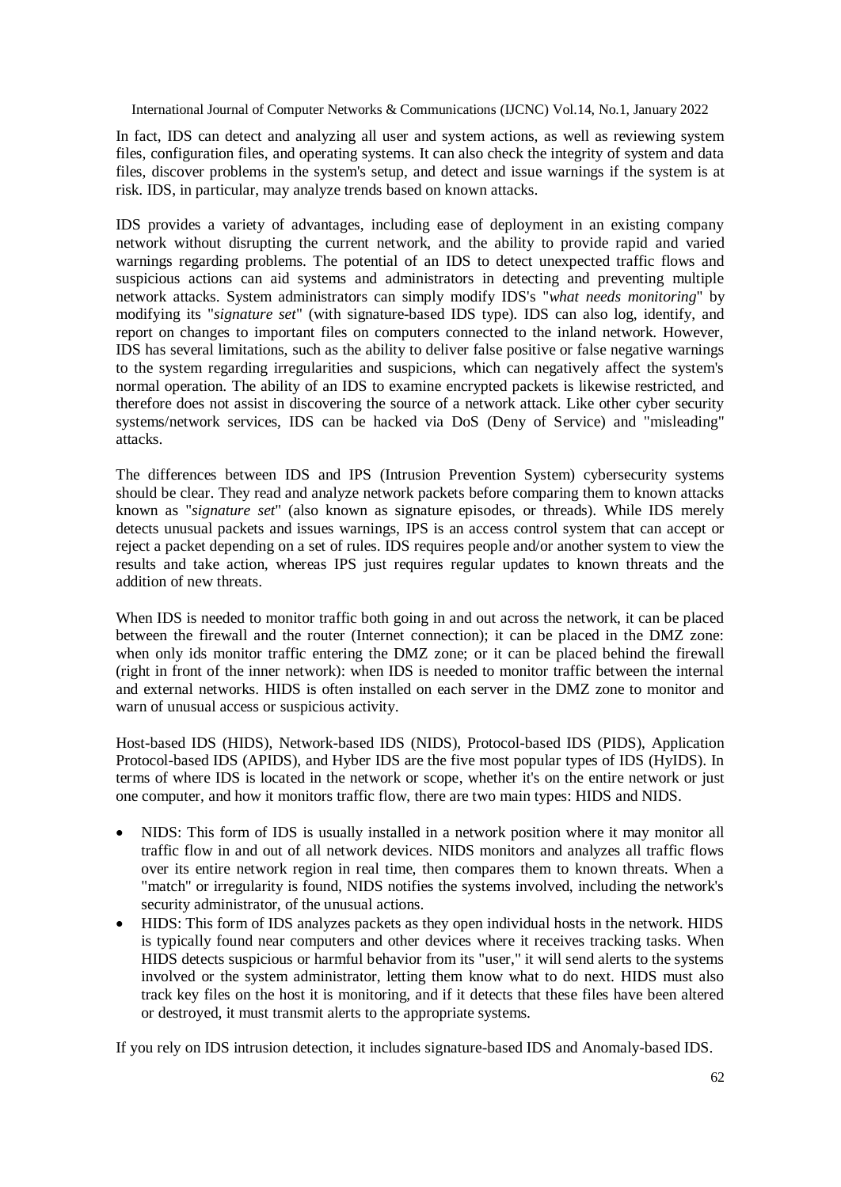In fact, IDS can detect and analyzing all user and system actions, as well as reviewing system files, configuration files, and operating systems. It can also check the integrity of system and data files, discover problems in the system's setup, and detect and issue warnings if the system is at risk. IDS, in particular, may analyze trends based on known attacks.

IDS provides a variety of advantages, including ease of deployment in an existing company network without disrupting the current network, and the ability to provide rapid and varied warnings regarding problems. The potential of an IDS to detect unexpected traffic flows and suspicious actions can aid systems and administrators in detecting and preventing multiple network attacks. System administrators can simply modify IDS's "*what needs monitoring*" by modifying its "*signature set*" (with signature-based IDS type). IDS can also log, identify, and report on changes to important files on computers connected to the inland network. However, IDS has several limitations, such as the ability to deliver false positive or false negative warnings to the system regarding irregularities and suspicions, which can negatively affect the system's normal operation. The ability of an IDS to examine encrypted packets is likewise restricted, and therefore does not assist in discovering the source of a network attack. Like other cyber security systems/network services, IDS can be hacked via DoS (Deny of Service) and "misleading" attacks.

The differences between IDS and IPS (Intrusion Prevention System) cybersecurity systems should be clear. They read and analyze network packets before comparing them to known attacks known as "*signature set*" (also known as signature episodes, or threads). While IDS merely detects unusual packets and issues warnings, IPS is an access control system that can accept or reject a packet depending on a set of rules. IDS requires people and/or another system to view the results and take action, whereas IPS just requires regular updates to known threats and the addition of new threats.

When IDS is needed to monitor traffic both going in and out across the network, it can be placed between the firewall and the router (Internet connection); it can be placed in the DMZ zone: when only ids monitor traffic entering the DMZ zone; or it can be placed behind the firewall (right in front of the inner network): when IDS is needed to monitor traffic between the internal and external networks. HIDS is often installed on each server in the DMZ zone to monitor and warn of unusual access or suspicious activity.

Host-based IDS (HIDS), Network-based IDS (NIDS), Protocol-based IDS (PIDS), Application Protocol-based IDS (APIDS), and Hyber IDS are the five most popular types of IDS (HyIDS). In terms of where IDS is located in the network or scope, whether it's on the entire network or just one computer, and how it monitors traffic flow, there are two main types: HIDS and NIDS.

- NIDS: This form of IDS is usually installed in a network position where it may monitor all traffic flow in and out of all network devices. NIDS monitors and analyzes all traffic flows over its entire network region in real time, then compares them to known threats. When a "match" or irregularity is found, NIDS notifies the systems involved, including the network's security administrator, of the unusual actions.
- HIDS: This form of IDS analyzes packets as they open individual hosts in the network. HIDS is typically found near computers and other devices where it receives tracking tasks. When HIDS detects suspicious or harmful behavior from its "user," it will send alerts to the systems involved or the system administrator, letting them know what to do next. HIDS must also track key files on the host it is monitoring, and if it detects that these files have been altered or destroyed, it must transmit alerts to the appropriate systems.

If you rely on IDS intrusion detection, it includes signature-based IDS and Anomaly-based IDS.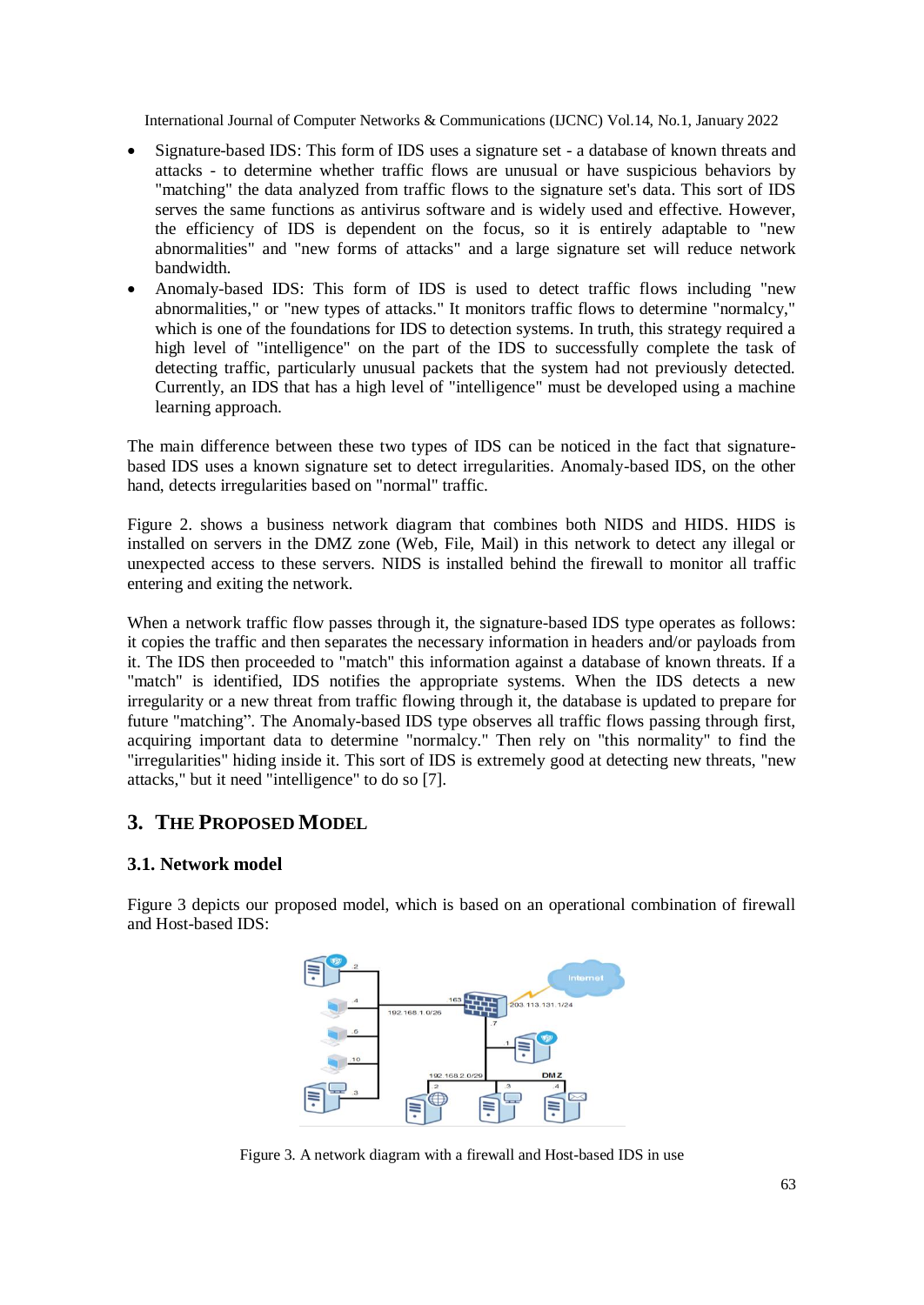- Signature-based IDS: This form of IDS uses a signature set - a database of known threats and attacks - to determine whether traffic flows are unusual or have suspicious behaviors by "matching" the data analyzed from traffic flows to the signature set's data. This sort of IDS serves the same functions as antivirus software and is widely used and effective. However, the efficiency of IDS is dependent on the focus, so it is entirely adaptable to "new abnormalities" and "new forms of attacks" and a large signature set will reduce network bandwidth.
- Anomaly-based IDS: This form of IDS is used to detect traffic flows including "new abnormalities," or "new types of attacks." It monitors traffic flows to determine "normalcy," which is one of the foundations for IDS to detection systems. In truth, this strategy required a high level of "intelligence" on the part of the IDS to successfully complete the task of detecting traffic, particularly unusual packets that the system had not previously detected. Currently, an IDS that has a high level of "intelligence" must be developed using a machine learning approach.

The main difference between these two types of IDS can be noticed in the fact that signature-based IDS uses a known signature set to detect irregularities. Anomaly-based IDS, on the other hand, detects irregularities based on "normal" traffic.

Figure 2. shows a business network diagram that combines both NIDS and HIDS. HIDS is installed on servers in the DMZ zone (Web, File, Mail) in this network to detect any illegal or unexpected access to these servers. NIDS is installed behind the firewall to monitor all traffic entering and exiting the network.

When a network traffic flow passes through it, the signature-based IDS type operates as follows: it copies the traffic and then separates the necessary information in headers and/or payloads from it. The IDS then proceeded to "match" this information against a database of known threats. If a "match" is identified, IDS notifies the appropriate systems. When the IDS detects a new irregularity or a new threat from traffic flowing through it, the database is updated to prepare for future "matching". The Anomaly-based IDS type observes all traffic flows passing through first, acquiring important data to determine "normalcy." Then rely on "this normality" to find the "irregularities" hiding inside it. This sort of IDS is extremely good at detecting new threats, "new attacks," but it need "intelligence" to do so [7].

## 3. The Proposed Model

### 3.1. Network model

Figure 3 depicts our proposed model, which is based on an operational combination of firewall and Host-based IDS:

Figure 3. A network diagram with a firewall and Host-based IDS in use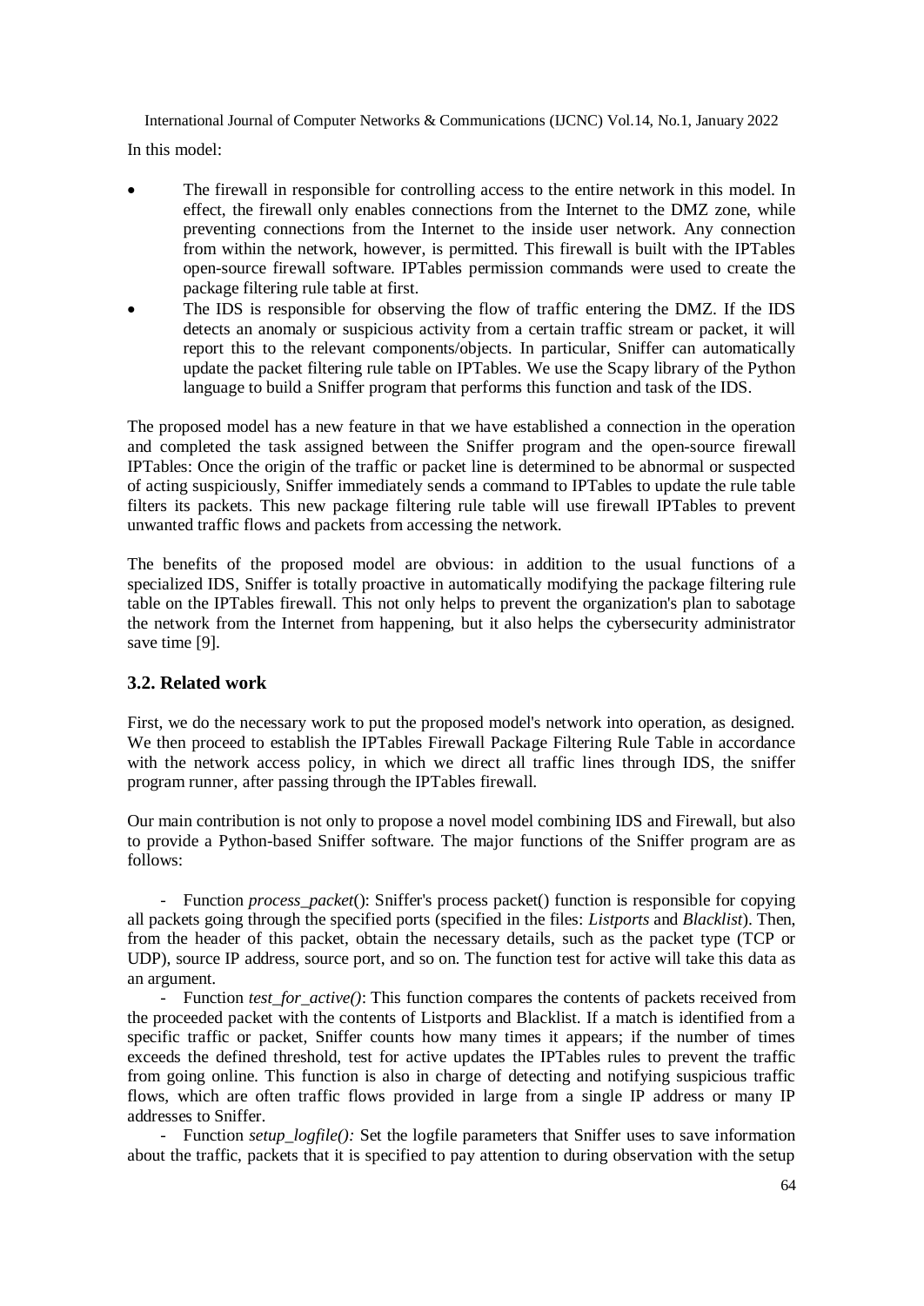In this model:

- The firewall in responsible for controlling access to the entire network in this model. In effect, the firewall only enables connections from the Internet to the DMZ zone, while preventing connections from the Internet to the inside user network. Any connection from within the network, however, is permitted. This firewall is built with the IPTables open-source firewall software. IPTables permission commands were used to create the package filtering rule table at first.
- The IDS is responsible for observing the flow of traffic entering the DMZ. If the IDS detects an anomaly or suspicious activity from a certain traffic stream or packet, it will report this to the relevant components/objects. In particular, Sniffer can automatically update the packet filtering rule table on IPTables. We use the Scapy library of the Python language to build a Sniffer program that performs this function and task of the IDS.

The proposed model has a new feature in that we have established a connection in the operation and completed the task assigned between the Sniffer program and the open-source firewall IPTables: Once the origin of the traffic or packet line is determined to be abnormal or suspected of acting suspiciously, Sniffer immediately sends a command to IPTables to update the rule table filters its packets. This new package filtering rule table will use firewall IPTables to prevent unwanted traffic flows and packets from accessing the network.

The benefits of the proposed model are obvious: in addition to the usual functions of a specialized IDS, Sniffer is totally proactive in automatically modifying the package filtering rule table on the IPTables firewall. This not only helps to prevent the organization's plan to sabotage the network from the Internet from happening, but it also helps the cybersecurity administrator save time [9].

### 3.2. Related work

First, we do the necessary work to put the proposed model's network into operation, as designed. We then proceed to establish the IPTables Firewall Package Filtering Rule Table in accordance with the network access policy, in which we direct all traffic lines through IDS, the sniffer program runner, after passing through the IPTables firewall.

Our main contribution is not only to propose a novel model combining IDS and Firewall, but also to provide a Python-based Sniffer software. The major functions of the Sniffer program are as follows:

- Function *process_packet*(): Sniffer's process packet() function is responsible for copying all packets going through the specified ports (specified in the files: *Listports* and *Blacklist*). Then, from the header of this packet, obtain the necessary details, such as the packet type (TCP or UDP), source IP address, source port, and so on. The function test for active will take this data as an argument.
- Function *test_for_active()*: This function compares the contents of packets received from the proceeded packet with the contents of Listports and Blacklist. If a match is identified from a specific traffic or packet, Sniffer counts how many times it appears; if the number of times exceeds the defined threshold, test for active updates the IPTables rules to prevent the traffic from going online. This function is also in charge of detecting and notifying suspicious traffic flows, which are often traffic flows provided in large from a single IP address or many IP addresses to Sniffer.
- Function *setup_logfile():* Set the logfile parameters that Sniffer uses to save information about the traffic, packets that it is specified to pay attention to during observation with the setup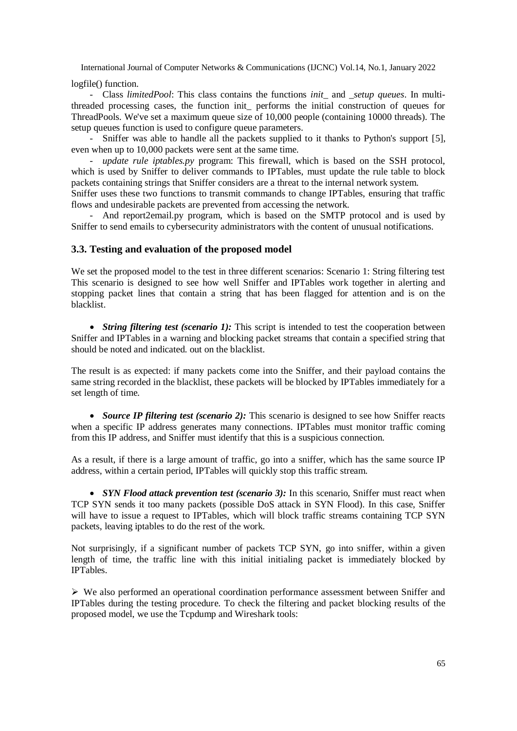logfile() function.

- Class *limitedPool*: This class contains the functions *init_* and *_setup queues*. In multi-threaded processing cases, the function init_ performs the initial construction of queues for ThreadPools. We've set a maximum queue size of 10,000 people (containing 10000 threads). The setup queues function is used to configure queue parameters.
- Sniffer was able to handle all the packets supplied to it thanks to Python's support [5], even when up to 10,000 packets were sent at the same time.
- *update rule iptables.py* program: This firewall, which is based on the SSH protocol, which is used by Sniffer to deliver commands to IPTables, must update the rule table to block packets containing strings that Sniffer considers are a threat to the internal network system.

Sniffer uses these two functions to transmit commands to change IPTables, ensuring that traffic flows and undesirable packets are prevented from accessing the network.

- And report2email.py program, which is based on the SMTP protocol and is used by Sniffer to send emails to cybersecurity administrators with the content of unusual notifications.

### 3.3. Testing and evaluation of the proposed model

We set the proposed model to the test in three different scenarios: Scenario 1: String filtering test This scenario is designed to see how well Sniffer and IPTables work together in alerting and stopping packet lines that contain a string that has been flagged for attention and is on the blacklist.

- ***String filtering test (scenario 1):*** This script is intended to test the cooperation between Sniffer and IPTables in a warning and blocking packet streams that contain a specified string that should be noted and indicated. out on the blacklist.

The result is as expected: if many packets come into the Sniffer, and their payload contains the same string recorded in the blacklist, these packets will be blocked by IPTables immediately for a set length of time.

- ***Source IP filtering test (scenario 2):*** This scenario is designed to see how Sniffer reacts when a specific IP address generates many connections. IPTables must monitor traffic coming from this IP address, and Sniffer must identify that this is a suspicious connection.

As a result, if there is a large amount of traffic, go into a sniffer, which has the same source IP address, within a certain period, IPTables will quickly stop this traffic stream.

- ***SYN Flood attack prevention test (scenario 3):*** In this scenario, Sniffer must react when TCP SYN sends it too many packets (possible DoS attack in SYN Flood). In this case, Sniffer will have to issue a request to IPTables, which will block traffic streams containing TCP SYN packets, leaving iptables to do the rest of the work.

Not surprisingly, if a significant number of packets TCP SYN, go into sniffer, within a given length of time, the traffic line with this initial initialing packet is immediately blocked by IPTables.

➢ We also performed an operational coordination performance assessment between Sniffer and IPTables during the testing procedure. To check the filtering and packet blocking results of the proposed model, we use the Tcpdump and Wireshark tools: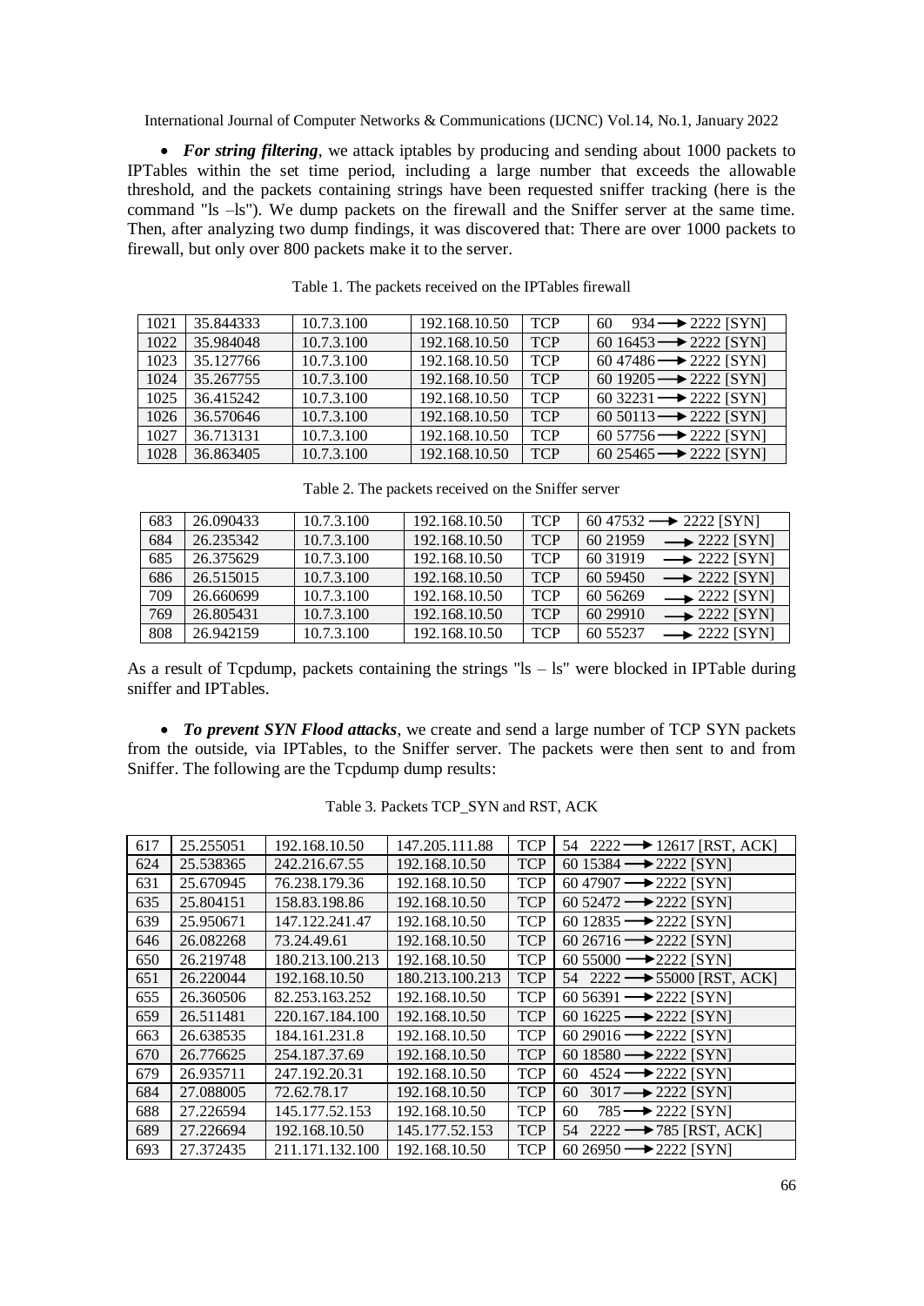- ***For string filtering***, we attack iptables by producing and sending about 1000 packets to IPTables within the set time period, including a large number that exceeds the allowable threshold, and the packets containing strings have been requested sniffer tracking (here is the command "ls –ls"). We dump packets on the firewall and the Sniffer server at the same time. Then, after analyzing two dump findings, it was discovered that: There are over 1000 packets to firewall, but only over 800 packets make it to the server.

Table 1. The packets received on the IPTables firewall

| | | | | | |
|---|---|---|---|---|---|
| 1021 | 35.844333 | 10.7.3.100 | 192.168.10.50 | TCP | 60 934 ⟶ 2222 [SYN] |
| 1022 | 35.984048 | 10.7.3.100 | 192.168.10.50 | TCP | 60 16453 ⟶ 2222 [SYN] |
| 1023 | 35.127766 | 10.7.3.100 | 192.168.10.50 | TCP | 60 47486 ⟶ 2222 [SYN] |
| 1024 | 35.267755 | 10.7.3.100 | 192.168.10.50 | TCP | 60 19205 ⟶ 2222 [SYN] |
| 1025 | 36.415242 | 10.7.3.100 | 192.168.10.50 | TCP | 60 32231 ⟶ 2222 [SYN] |
| 1026 | 36.570646 | 10.7.3.100 | 192.168.10.50 | TCP | 60 50113 ⟶ 2222 [SYN] |
| 1027 | 36.713131 | 10.7.3.100 | 192.168.10.50 | TCP | 60 57756 ⟶ 2222 [SYN] |
| 1028 | 36.863405 | 10.7.3.100 | 192.168.10.50 | TCP | 60 25465 ⟶ 2222 [SYN] |

Table 2. The packets received on the Sniffer server

| | | | | | |
|---|---|---|---|---|---|
| 683 | 26.090433 | 10.7.3.100 | 192.168.10.50 | TCP | 60 47532 ⟶ 2222 [SYN] |
| 684 | 26.235342 | 10.7.3.100 | 192.168.10.50 | TCP | 60 21959 ⟶ 2222 [SYN] |
| 685 | 26.375629 | 10.7.3.100 | 192.168.10.50 | TCP | 60 31919 ⟶ 2222 [SYN] |
| 686 | 26.515015 | 10.7.3.100 | 192.168.10.50 | TCP | 60 59450 ⟶ 2222 [SYN] |
| 709 | 26.660699 | 10.7.3.100 | 192.168.10.50 | TCP | 60 56269 ⟶ 2222 [SYN] |
| 769 | 26.805431 | 10.7.3.100 | 192.168.10.50 | TCP | 60 29910 ⟶ 2222 [SYN] |
| 808 | 26.942159 | 10.7.3.100 | 192.168.10.50 | TCP | 60 55237 ⟶ 2222 [SYN] |

As a result of Tcpdump, packets containing the strings "ls – ls" were blocked in IPTable during sniffer and IPTables.

- ***To prevent SYN Flood attacks***, we create and send a large number of TCP SYN packets from the outside, via IPTables, to the Sniffer server. The packets were then sent to and from Sniffer. The following are the Tcpdump dump results:

Table 3. Packets TCP_SYN and RST, ACK

| | | | | | |
|---|---|---|---|---|---|
| 617 | 25.255051 | 192.168.10.50 | 147.205.111.88 | TCP | 54 2222 ⟶ 12617 [RST, ACK] |
| 624 | 25.538365 | 242.216.67.55 | 192.168.10.50 | TCP | 60 15384 ⟶ 2222 [SYN] |
| 631 | 25.670945 | 76.238.179.36 | 192.168.10.50 | TCP | 60 47907 ⟶ 2222 [SYN] |
| 635 | 25.804151 | 158.83.198.86 | 192.168.10.50 | TCP | 60 52472 ⟶ 2222 [SYN] |
| 639 | 25.950671 | 147.122.241.47 | 192.168.10.50 | TCP | 60 12835 ⟶ 2222 [SYN] |
| 646 | 26.082268 | 73.24.49.61 | 192.168.10.50 | TCP | 60 26716 ⟶ 2222 [SYN] |
| 650 | 26.219748 | 180.213.100.213 | 192.168.10.50 | TCP | 60 55000 ⟶ 2222 [SYN] |
| 651 | 26.220044 | 192.168.10.50 | 180.213.100.213 | TCP | 54 2222 ⟶ 55000 [RST, ACK] |
| 655 | 26.360506 | 82.253.163.252 | 192.168.10.50 | TCP | 60 56391 ⟶ 2222 [SYN] |
| 659 | 26.511481 | 220.167.184.100 | 192.168.10.50 | TCP | 60 16225 ⟶ 2222 [SYN] |
| 663 | 26.638535 | 184.161.231.8 | 192.168.10.50 | TCP | 60 29016 ⟶ 2222 [SYN] |
| 670 | 26.776625 | 254.187.37.69 | 192.168.10.50 | TCP | 60 18580 ⟶ 2222 [SYN] |
| 679 | 26.935711 | 247.192.20.31 | 192.168.10.50 | TCP | 60 4524 ⟶ 2222 [SYN] |
| 684 | 27.088005 | 72.62.78.17 | 192.168.10.50 | TCP | 60 3017 ⟶ 2222 [SYN] |
| 688 | 27.226594 | 145.177.52.153 | 192.168.10.50 | TCP | 60 785 ⟶ 2222 [SYN] |
| 689 | 27.226694 | 192.168.10.50 | 145.177.52.153 | TCP | 54 2222 ⟶ 785 [RST, ACK] |
| 693 | 27.372435 | 211.171.132.100 | 192.168.10.50 | TCP | 60 26950 ⟶ 2222 [SYN] |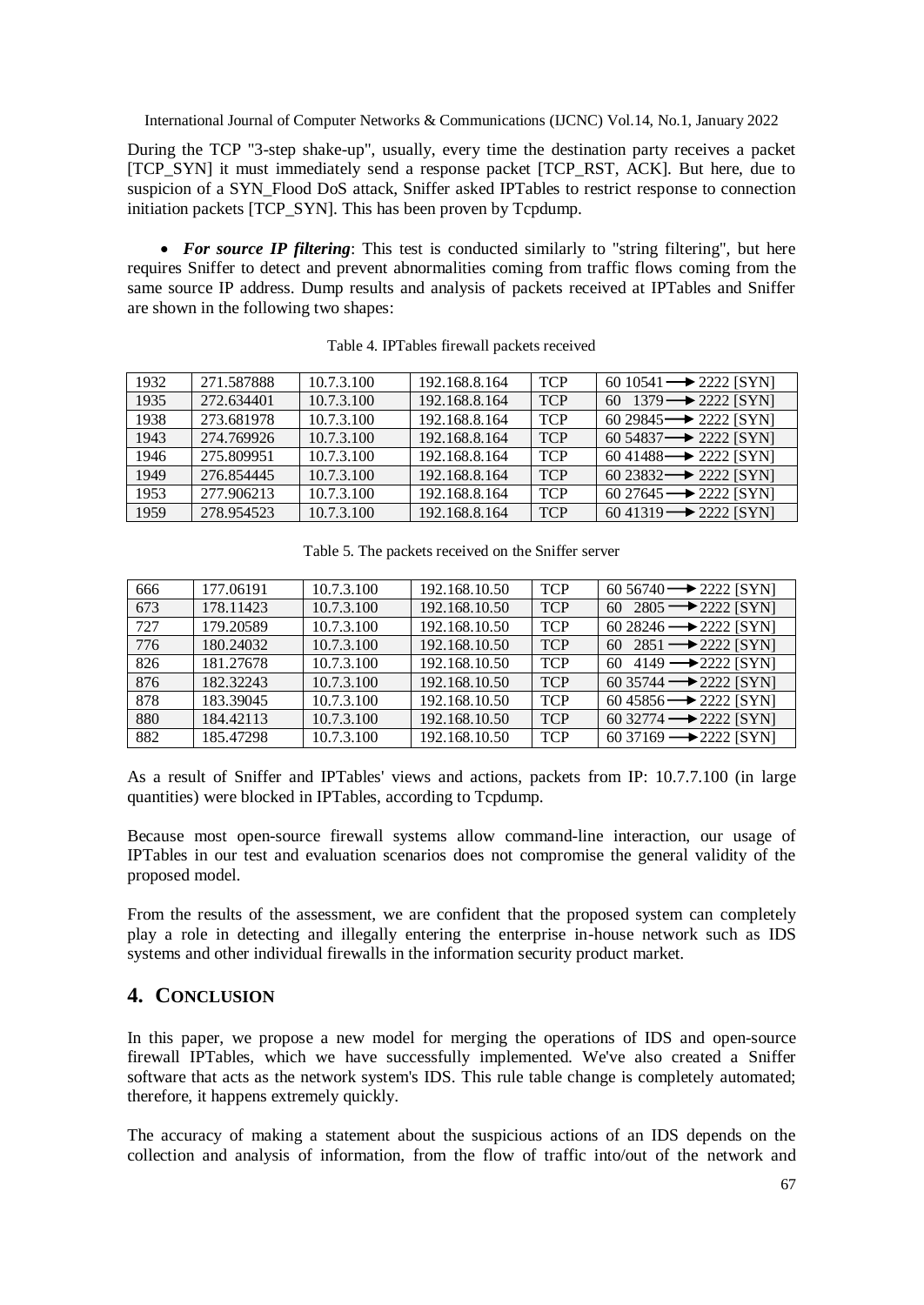During the TCP "3-step shake-up", usually, every time the destination party receives a packet [TCP_SYN] it must immediately send a response packet [TCP_RST, ACK]. But here, due to suspicion of a SYN_Flood DoS attack, Sniffer asked IPTables to restrict response to connection initiation packets [TCP_SYN]. This has been proven by Tcpdump.

- ***For source IP filtering***: This test is conducted similarly to "string filtering", but here requires Sniffer to detect and prevent abnormalities coming from traffic flows coming from the same source IP address. Dump results and analysis of packets received at IPTables and Sniffer are shown in the following two shapes:

Table 4. IPTables firewall packets received

| | | | | | |
|---|---|---|---|---|---|
| 1932 | 271.587888 | 10.7.3.100 | 192.168.8.164 | TCP | 60 10541 ⟶ 2222 [SYN] |
| 1935 | 272.634401 | 10.7.3.100 | 192.168.8.164 | TCP | 60 1379 ⟶ 2222 [SYN] |
| 1938 | 273.681978 | 10.7.3.100 | 192.168.8.164 | TCP | 60 29845 ⟶ 2222 [SYN] |
| 1943 | 274.769926 | 10.7.3.100 | 192.168.8.164 | TCP | 60 54837 ⟶ 2222 [SYN] |
| 1946 | 275.809951 | 10.7.3.100 | 192.168.8.164 | TCP | 60 41488 ⟶ 2222 [SYN] |
| 1949 | 276.854445 | 10.7.3.100 | 192.168.8.164 | TCP | 60 23832 ⟶ 2222 [SYN] |
| 1953 | 277.906213 | 10.7.3.100 | 192.168.8.164 | TCP | 60 27645 ⟶ 2222 [SYN] |
| 1959 | 278.954523 | 10.7.3.100 | 192.168.8.164 | TCP | 60 41319 ⟶ 2222 [SYN] |

Table 5. The packets received on the Sniffer server

| | | | | | |
|---|---|---|---|---|---|
| 666 | 177.06191 | 10.7.3.100 | 192.168.10.50 | TCP | 60 56740 ⟶ 2222 [SYN] |
| 673 | 178.11423 | 10.7.3.100 | 192.168.10.50 | TCP | 60 2805 ⟶ 2222 [SYN] |
| 727 | 179.20589 | 10.7.3.100 | 192.168.10.50 | TCP | 60 28246 ⟶ 2222 [SYN] |
| 776 | 180.24032 | 10.7.3.100 | 192.168.10.50 | TCP | 60 2851 ⟶ 2222 [SYN] |
| 826 | 181.27678 | 10.7.3.100 | 192.168.10.50 | TCP | 60 4149 ⟶ 2222 [SYN] |
| 876 | 182.32243 | 10.7.3.100 | 192.168.10.50 | TCP | 60 35744 ⟶ 2222 [SYN] |
| 878 | 183.39045 | 10.7.3.100 | 192.168.10.50 | TCP | 60 45856 ⟶ 2222 [SYN] |
| 880 | 184.42113 | 10.7.3.100 | 192.168.10.50 | TCP | 60 32774 ⟶ 2222 [SYN] |
| 882 | 185.47298 | 10.7.3.100 | 192.168.10.50 | TCP | 60 37169 ⟶ 2222 [SYN] |

As a result of Sniffer and IPTables' views and actions, packets from IP: 10.7.7.100 (in large quantities) were blocked in IPTables, according to Tcpdump.

Because most open-source firewall systems allow command-line interaction, our usage of IPTables in our test and evaluation scenarios does not compromise the general validity of the proposed model.

From the results of the assessment, we are confident that the proposed system can completely play a role in detecting and illegally entering the enterprise in-house network such as IDS systems and other individual firewalls in the information security product market.

## 4. Conclusion

In this paper, we propose a new model for merging the operations of IDS and open-source firewall IPTables, which we have successfully implemented. We've also created a Sniffer software that acts as the network system's IDS. This rule table change is completely automated; therefore, it happens extremely quickly.

The accuracy of making a statement about the suspicious actions of an IDS depends on the collection and analysis of information, from the flow of traffic into/out of the network and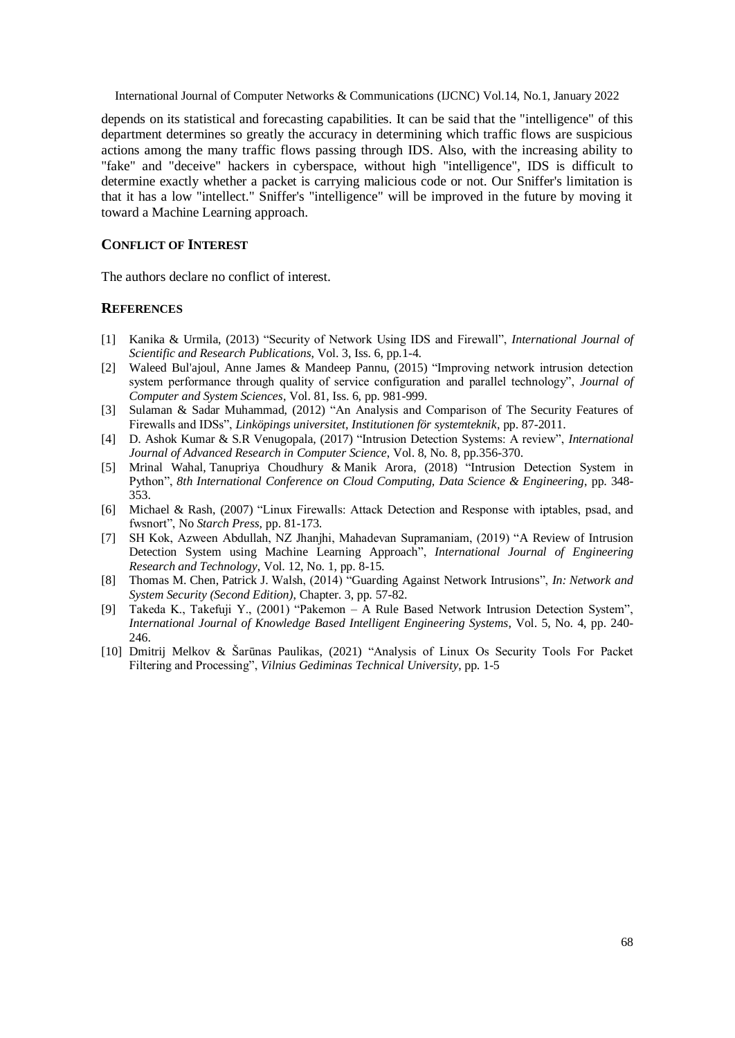depends on its statistical and forecasting capabilities. It can be said that the "intelligence" of this department determines so greatly the accuracy in determining which traffic flows are suspicious actions among the many traffic flows passing through IDS. Also, with the increasing ability to "fake" and "deceive" hackers in cyberspace, without high "intelligence", IDS is difficult to determine exactly whether a packet is carrying malicious code or not. Our Sniffer's limitation is that it has a low "intellect." Sniffer's "intelligence" will be improved in the future by moving it toward a Machine Learning approach.

## CONFLICT OF INTEREST

The authors declare no conflict of interest.

## REFERENCES

[1] Kanika & Urmila, (2013) "Security of Network Using IDS and Firewall", *International Journal of Scientific and Research Publications*, Vol. 3, Iss. 6, pp.1-4.

[2] Waleed Bul'ajoul, Anne James & Mandeep Pannu, (2015) "Improving network intrusion detection system performance through quality of service configuration and parallel technology", *Journal of Computer and System Sciences*, Vol. 81, Iss. 6, pp. 981-999.

[3] Sulaman & Sadar Muhammad, (2012) "An Analysis and Comparison of The Security Features of Firewalls and IDSs", *Linköpings universitet, Institutionen för systemteknik*, pp. 87-2011.

[4] D. Ashok Kumar & S.R Venugopala, (2017) "Intrusion Detection Systems: A review", *International Journal of Advanced Research in Computer Science*, Vol. 8, No. 8, pp.356-370.

[5] Mrinal Wahal, Tanupriya Choudhury & Manik Arora, (2018) "Intrusion Detection System in Python", *8th International Conference on Cloud Computing, Data Science & Engineering*, pp. 348-353.

[6] Michael & Rash, (2007) "Linux Firewalls: Attack Detection and Response with iptables, psad, and fwsnort", No *Starch Press*, pp. 81-173.

[7] SH Kok, Azween Abdullah, NZ Jhanjhi, Mahadevan Supramaniam, (2019) "A Review of Intrusion Detection System using Machine Learning Approach", *International Journal of Engineering Research and Technology*, Vol. 12, No. 1, pp. 8-15.

[8] Thomas M. Chen, Patrick J. Walsh, (2014) "Guarding Against Network Intrusions", *In: Network and System Security (Second Edition)*, Chapter. 3, pp. 57-82.

[9] Takeda K., Takefuji Y., (2001) "Pakemon – A Rule Based Network Intrusion Detection System", *International Journal of Knowledge Based Intelligent Engineering Systems*, Vol. 5, No. 4, pp. 240-246.

[10] Dmitrij Melkov & Šarūnas Paulikas, (2021) "Analysis of Linux Os Security Tools For Packet Filtering and Processing", *Vilnius Gediminas Technical University*, pp. 1-5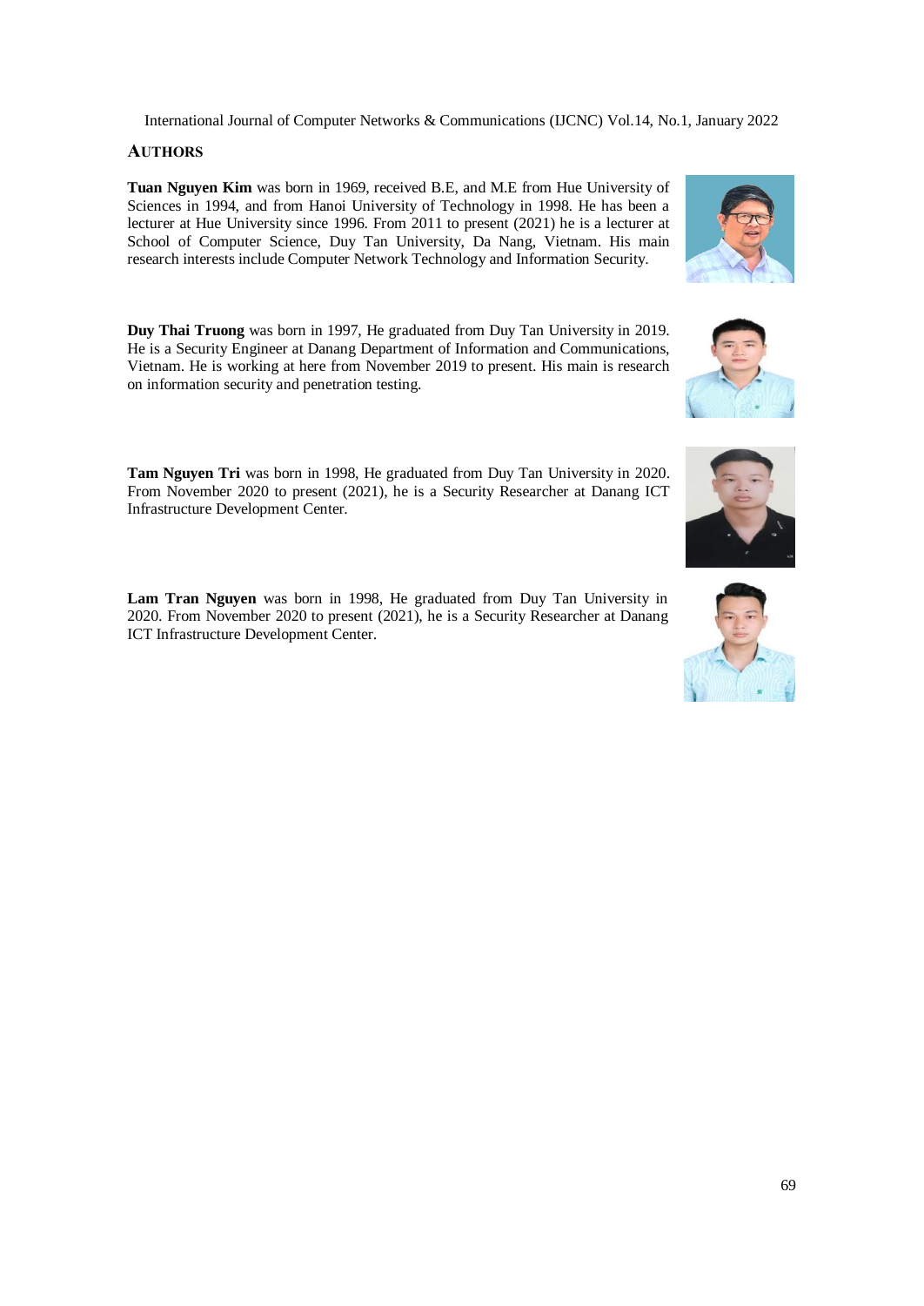## AUTHORS

**Tuan Nguyen Kim** was born in 1969, received B.E, and M.E from Hue University of Sciences in 1994, and from Hanoi University of Technology in 1998. He has been a lecturer at Hue University since 1996. From 2011 to present (2021) he is a lecturer at School of Computer Science, Duy Tan University, Da Nang, Vietnam. His main research interests include Computer Network Technology and Information Security.

**Duy Thai Truong** was born in 1997, He graduated from Duy Tan University in 2019. He is a Security Engineer at Danang Department of Information and Communications, Vietnam. He is working at here from November 2019 to present. His main is research on information security and penetration testing.

**Tam Nguyen Tri** was born in 1998, He graduated from Duy Tan University in 2020. From November 2020 to present (2021), he is a Security Researcher at Danang ICT Infrastructure Development Center.

**Lam Tran Nguyen** was born in 1998, He graduated from Duy Tan University in 2020. From November 2020 to present (2021), he is a Security Researcher at Danang ICT Infrastructure Development Center.